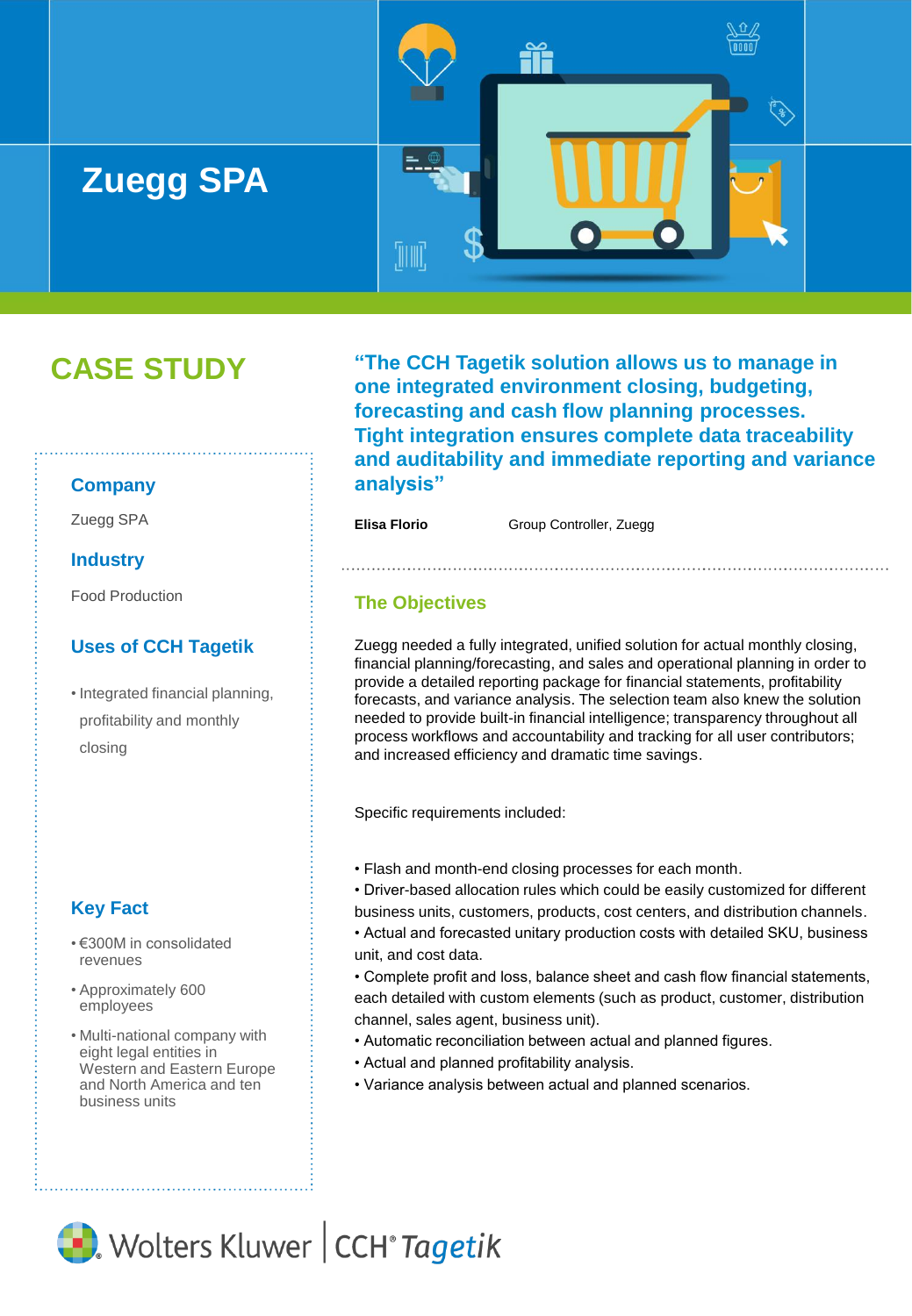# Zuegg SPA

## CASE STUDY

### Company

Zuegg SPA

### Industry

Food Production

### Uses of CCH Tagetik

- Integrated financial planning, profitability and monthly closing

### Key Fact

- €300M in consolidated revenues
- Approximately 600 employees
- Multi-national company with eight legal entities in Western and Eastern Europe and North America and ten business units

**"The CCH Tagetik solution allows us to manage in one integrated environment closing, budgeting, forecasting and cash flow planning processes. Tight integration ensures complete data traceability and auditability and immediate reporting and variance analysis"**

**Elisa Florio** Group Controller, Zuegg

## The Objectives

Zuegg needed a fully integrated, unified solution for actual monthly closing, financial planning/forecasting, and sales and operational planning in order to provide a detailed reporting package for financial statements, profitability forecasts, and variance analysis. The selection team also knew the solution needed to provide built-in financial intelligence; transparency throughout all process workflows and accountability and tracking for all user contributors; and increased efficiency and dramatic time savings.

Specific requirements included:

- Flash and month-end closing processes for each month.
- Driver-based allocation rules which could be easily customized for different business units, customers, products, cost centers, and distribution channels.
- Actual and forecasted unitary production costs with detailed SKU, business unit, and cost data.
- Complete profit and loss, balance sheet and cash flow financial statements, each detailed with custom elements (such as product, customer, distribution channel, sales agent, business unit).
- Automatic reconciliation between actual and planned figures.
- Actual and planned profitability analysis.
- Variance analysis between actual and planned scenarios.

Wolters Kluwer | CCH® Tagetik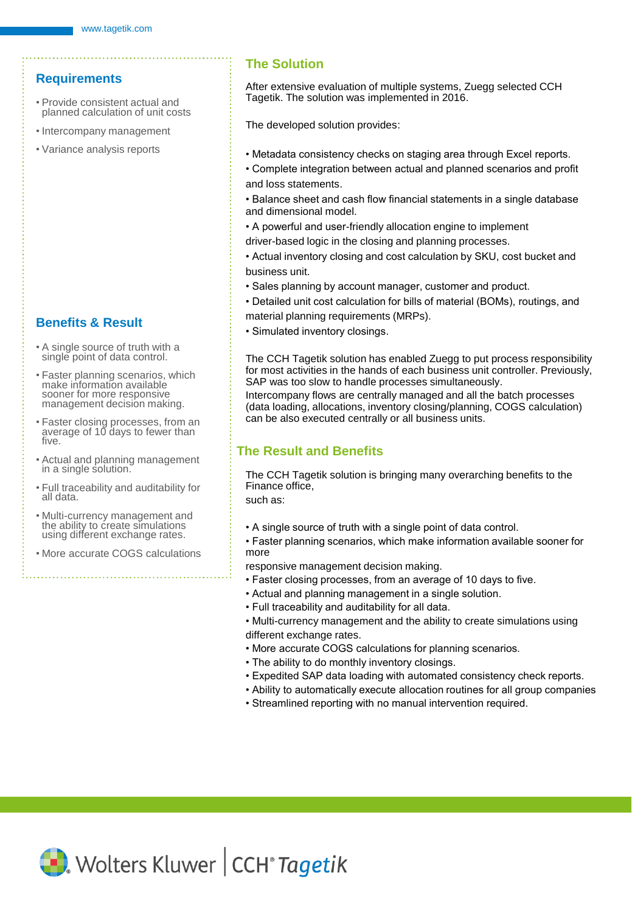## Requirements

- Provide consistent actual and planned calculation of unit costs
- Intercompany management
- Variance analysis reports

## Benefits & Result

- A single source of truth with a single point of data control.
- Faster planning scenarios, which make information available sooner for more responsive management decision making.
- Faster closing processes, from an average of 10 days to fewer than five.
- Actual and planning management in a single solution.
- Full traceability and auditability for all data.
- Multi-currency management and the ability to create simulations using different exchange rates.
- More accurate COGS calculations

## The Solution

After extensive evaluation of multiple systems, Zuegg selected CCH Tagetik. The solution was implemented in 2016.

The developed solution provides:

- Metadata consistency checks on staging area through Excel reports.
- Complete integration between actual and planned scenarios and profit and loss statements.
- Balance sheet and cash flow financial statements in a single database and dimensional model.
- A powerful and user-friendly allocation engine to implement driver-based logic in the closing and planning processes.
- Actual inventory closing and cost calculation by SKU, cost bucket and business unit.
- Sales planning by account manager, customer and product.
- Detailed unit cost calculation for bills of material (BOMs), routings, and material planning requirements (MRPs).
- Simulated inventory closings.

The CCH Tagetik solution has enabled Zuegg to put process responsibility for most activities in the hands of each business unit controller. Previously, SAP was too slow to handle processes simultaneously.
Intercompany flows are centrally managed and all the batch processes (data loading, allocations, inventory closing/planning, COGS calculation) can be also executed centrally or all business units.

## The Result and Benefits

The CCH Tagetik solution is bringing many overarching benefits to the Finance office,
such as:

- A single source of truth with a single point of data control.
- Faster planning scenarios, which make information available sooner for more responsive management decision making.
- Faster closing processes, from an average of 10 days to five.
- Actual and planning management in a single solution.
- Full traceability and auditability for all data.
- Multi-currency management and the ability to create simulations using different exchange rates.
- More accurate COGS calculations for planning scenarios.
- The ability to do monthly inventory closings.
- Expedited SAP data loading with automated consistency check reports.
- Ability to automatically execute allocation routines for all group companies
- Streamlined reporting with no manual intervention required.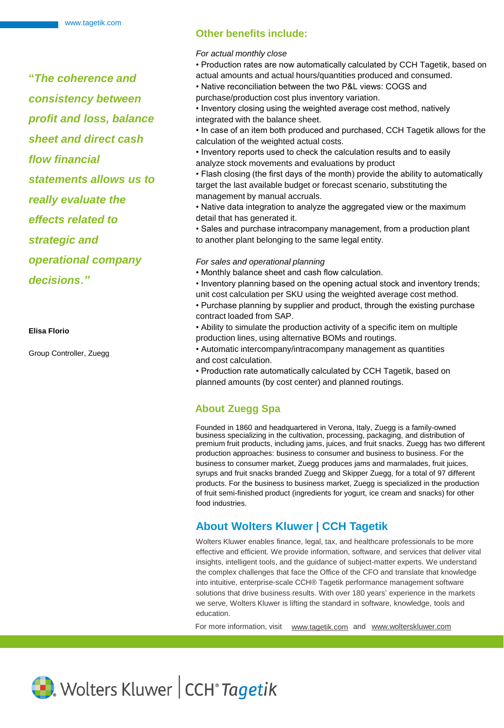> *"The coherence and consistency between profit and loss, balance sheet and direct cash flow financial statements allows us to really evaluate the effects related to strategic and operational company decisions."*

**Elisa Florio**

Group Controller, Zuegg

## Other benefits include:

*For actual monthly close*

- Production rates are now automatically calculated by CCH Tagetik, based on actual amounts and actual hours/quantities produced and consumed.
- Native reconciliation between the two P&L views: COGS and purchase/production cost plus inventory variation.
- Inventory closing using the weighted average cost method, natively integrated with the balance sheet.
- In case of an item both produced and purchased, CCH Tagetik allows for the calculation of the weighted actual costs.
- Inventory reports used to check the calculation results and to easily analyze stock movements and evaluations by product
- Flash closing (the first days of the month) provide the ability to automatically target the last available budget or forecast scenario, substituting the management by manual accruals.
- Native data integration to analyze the aggregated view or the maximum detail that has generated it.
- Sales and purchase intracompany management, from a production plant to another plant belonging to the same legal entity.

*For sales and operational planning*

- Monthly balance sheet and cash flow calculation.
- Inventory planning based on the opening actual stock and inventory trends; unit cost calculation per SKU using the weighted average cost method.
- Purchase planning by supplier and product, through the existing purchase contract loaded from SAP.
- Ability to simulate the production activity of a specific item on multiple production lines, using alternative BOMs and routings.
- Automatic intercompany/intracompany management as quantities and cost calculation.
- Production rate automatically calculated by CCH Tagetik, based on planned amounts (by cost center) and planned routings.

## About Zuegg Spa

Founded in 1860 and headquartered in Verona, Italy, Zuegg is a family-owned business specializing in the cultivation, processing, packaging, and distribution of premium fruit products, including jams, juices, and fruit snacks. Zuegg has two different production approaches: business to consumer and business to business. For the business to consumer market, Zuegg produces jams and marmalades, fruit juices, syrups and fruit snacks branded Zuegg and Skipper Zuegg, for a total of 97 different products. For the business to business market, Zuegg is specialized in the production of fruit semi-finished product (ingredients for yogurt, ice cream and snacks) for other food industries.

## About Wolters Kluwer | CCH Tagetik

Wolters Kluwer enables finance, legal, tax, and healthcare professionals to be more effective and efficient. We provide information, software, and services that deliver vital insights, intelligent tools, and the guidance of subject-matter experts. We understand the complex challenges that face the Office of the CFO and translate that knowledge into intuitive, enterprise-scale CCH® Tagetik performance management software solutions that drive business results. With over 180 years' experience in the markets we serve, Wolters Kluwer is lifting the standard in software, knowledge, tools and education.

For more information, visit www.tagetik.com and www.wolterskluwer.com

Wolters Kluwer | CCH® Tagetik